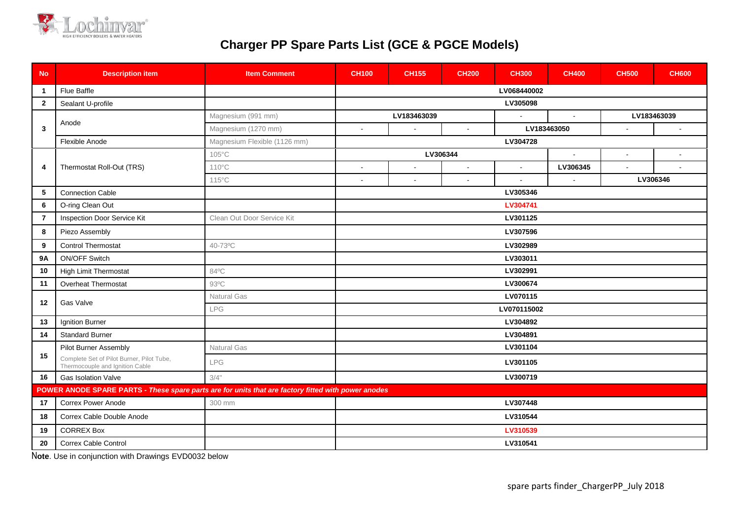# Charger PP Spare Parts List (GCE & PGCE Models)

| No | Description item | Item Comment | CH100 | CH155 | CH200 | CH300 | CH400 | CH500 | CH600 |
|---|---|---|---|---|---|---|---|---|---|
| 1 | Flue Baffle | | LV068440002 | | | | | | |
| 2 | Sealant U-profile | | LV305098 | | | | | | |
| 3 | Anode | Magnesium (991 mm) | LV183463039 | | | - | - | LV183463039 | |
| | | Magnesium (1270 mm) | - | - | - | LV183463050 | | - | - |
| | Flexible Anode | Magnesium Flexible (1126 mm) | LV304728 | | | | | | |
| 4 | Thermostat Roll-Out (TRS) | 105°C | LV306344 | | | | - | - | - |
| | | 110°C | - | - | - | - | LV306345 | - | - |
| | | 115°C | - | - | - | - | - | LV306346 | |
| 5 | Connection Cable | | LV305346 | | | | | | |
| 6 | O-ring Clean Out | | LV304741 | | | | | | |
| 7 | Inspection Door Service Kit | Clean Out Door Service Kit | LV301125 | | | | | | |
| 8 | Piezo Assembly | | LV307596 | | | | | | |
| 9 | Control Thermostat | 40-73ºC | LV302989 | | | | | | |
| 9A | ON/OFF Switch | | LV303011 | | | | | | |
| 10 | High Limit Thermostat | 84ºC | LV302991 | | | | | | |
| 11 | Overheat Thermostat | 93ºC | LV300674 | | | | | | |
| 12 | Gas Valve | Natural Gas | LV070115 | | | | | | |
| | | LPG | LV070115002 | | | | | | |
| 13 | Ignition Burner | | LV304892 | | | | | | |
| 14 | Standard Burner | | LV304891 | | | | | | |
| 15 | Pilot Burner Assembly | Natural Gas | LV301104 | | | | | | |
| | Complete Set of Pilot Burner, Pilot Tube, Thermocouple and Ignition Cable | LPG | LV301105 | | | | | | |
| 16 | Gas Isolation Valve | 3/4" | LV300719 | | | | | | |
| **POWER ANODE SPARE PARTS** - *These spare parts are for units that are factory fitted with power anodes* | | | | | | | | | |
| 17 | Correx Power Anode | 300 mm | LV307448 | | | | | | |
| 18 | Correx Cable Double Anode | | LV310544 | | | | | | |
| 19 | CORREX Box | | LV310539 | | | | | | |
| 20 | Correx Cable Control | | LV310541 | | | | | | |

**Note**. Use in conjunction with Drawings EVD0032 below

spare parts finder_ChargerPP_July 2018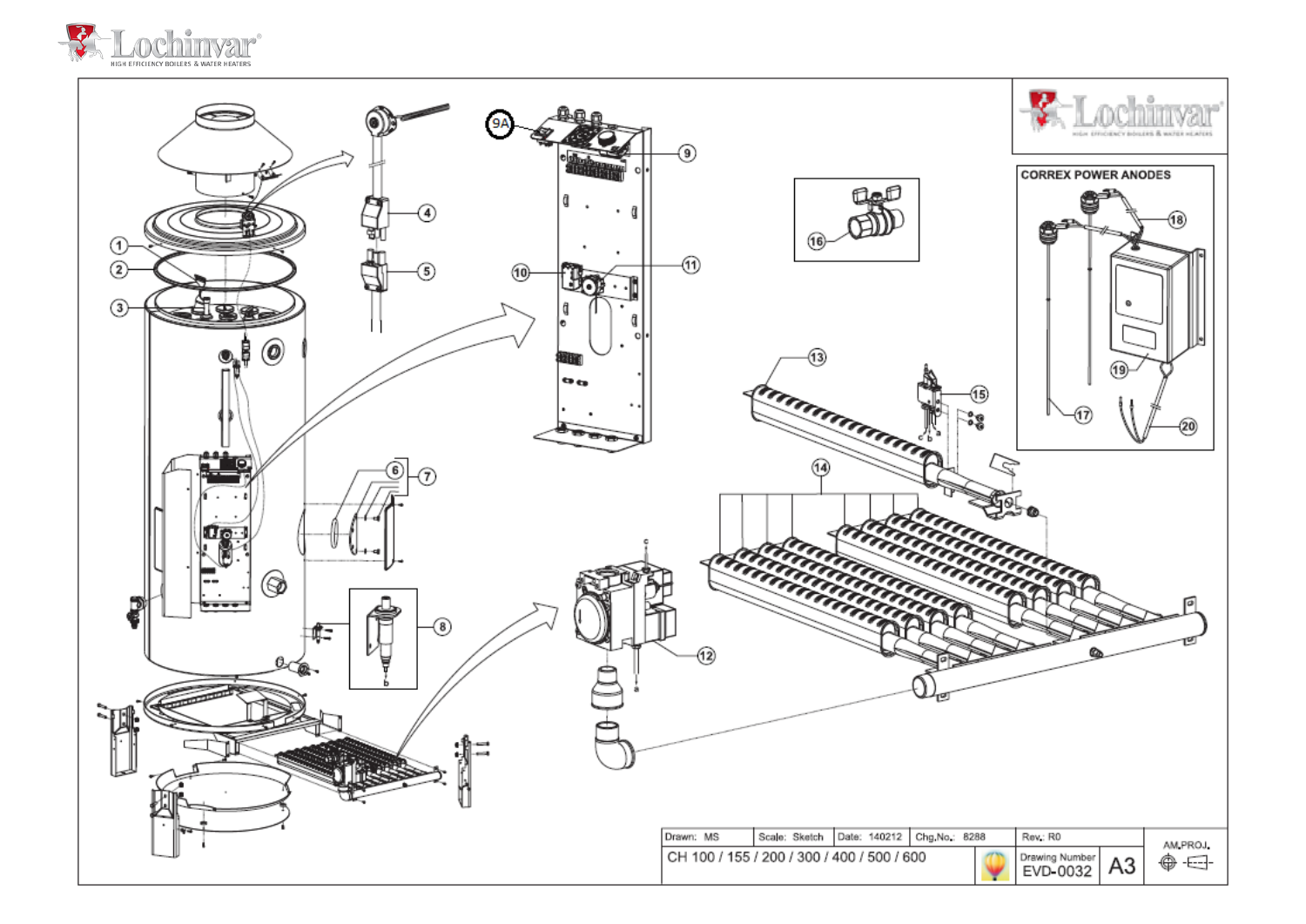Lochinvar
HIGH EFFICIENCY BOILERS & WATER HEATERS

CORREX POWER ANODES

1
2
3
4
5
6
7
8
9
9A
10
11
12
13
14
15
16
17
18
19
20

| | | | | | |
|---|---|---|---|---|---|
| Drawn: MS | Scale: Sketch | Date: 140212 | Chg.No.: 8288 | Rev.: R0 | AM.PROJ. |
| CH 100 / 155 / 200 / 300 / 400 / 500 / 600 | | | | Drawing Number EVD-0032 | A3 |